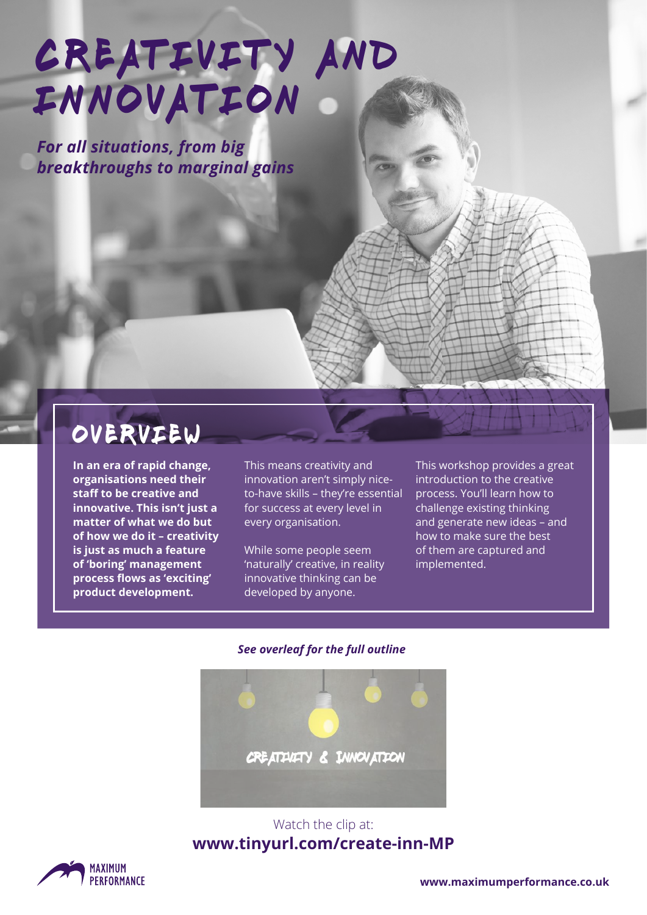# CREATIVITY AND INNOVATION

***For all situations, from big breakthroughs to marginal gains***

## OVERVIEW

**In an era of rapid change, organisations need their staff to be creative and innovative. This isn't just a matter of what we do but of how we do it – creativity is just as much a feature of 'boring' management process flows as 'exciting' product development.**

This means creativity and innovation aren't simply nice-to-have skills – they're essential for success at every level in every organisation.

While some people seem 'naturally' creative, in reality innovative thinking can be developed by anyone.

This workshop provides a great introduction to the creative process. You'll learn how to challenge existing thinking and generate new ideas – and how to make sure the best of them are captured and implemented.

***See overleaf for the full outline***

CREATIVITY & INNOVATION

Watch the clip at:

**www.tinyurl.com/create-inn-MP**

MAXIMUM PERFORMANCE

**www.maximumperformance.co.uk**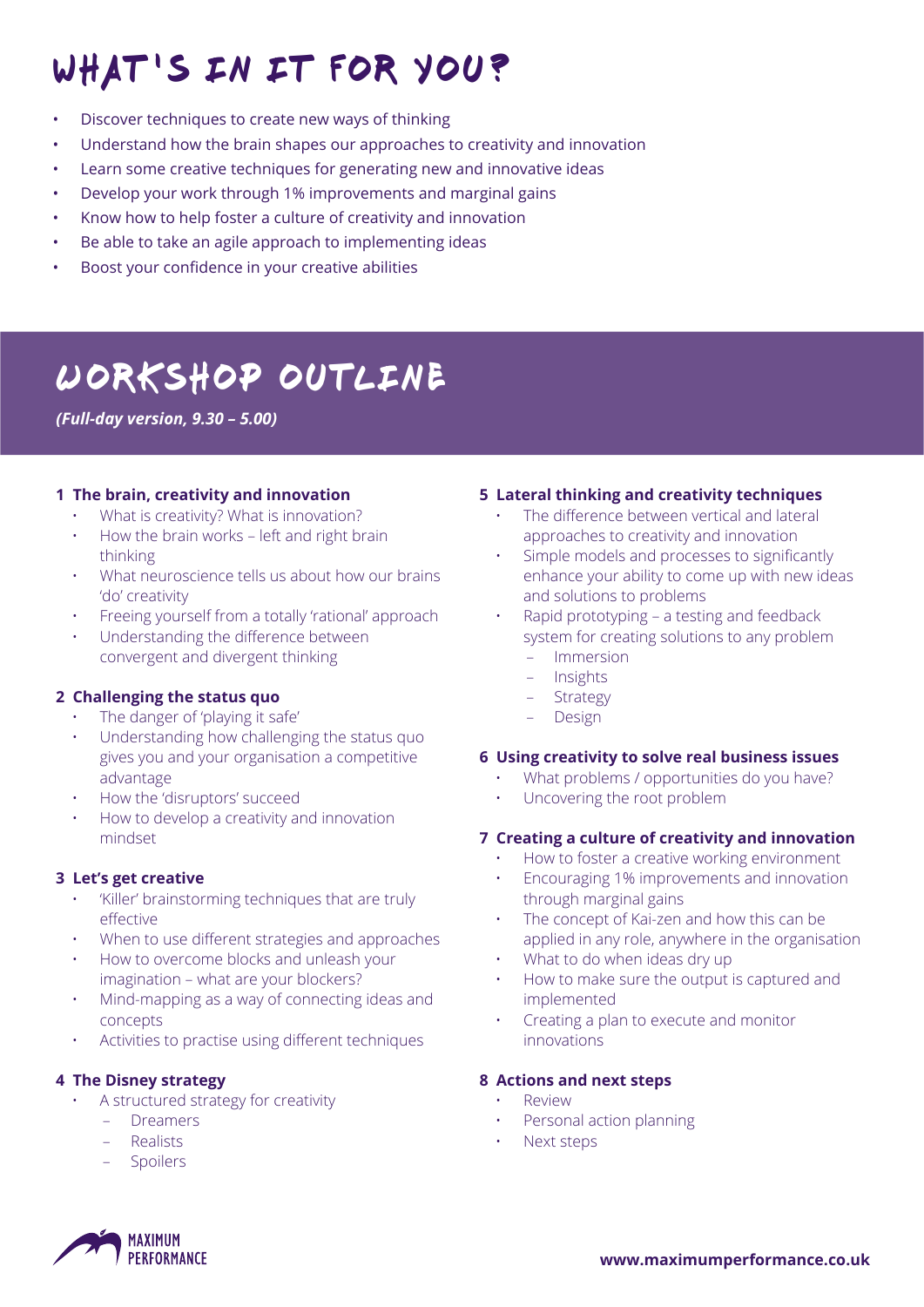# WHAT'S IN IT FOR YOU?

- Discover techniques to create new ways of thinking
- Understand how the brain shapes our approaches to creativity and innovation
- Learn some creative techniques for generating new and innovative ideas
- Develop your work through 1% improvements and marginal gains
- Know how to help foster a culture of creativity and innovation
- Be able to take an agile approach to implementing ideas
- Boost your confidence in your creative abilities

# WORKSHOP OUTLINE

***(Full-day version, 9.30 – 5.00)***

### 1 The brain, creativity and innovation

- What is creativity? What is innovation?
- How the brain works – left and right brain thinking
- What neuroscience tells us about how our brains 'do' creativity
- Freeing yourself from a totally 'rational' approach
- Understanding the difference between convergent and divergent thinking

### 2 Challenging the status quo

- The danger of 'playing it safe'
- Understanding how challenging the status quo gives you and your organisation a competitive advantage
- How the 'disruptors' succeed
- How to develop a creativity and innovation mindset

### 3 Let's get creative

- 'Killer' brainstorming techniques that are truly effective
- When to use different strategies and approaches
- How to overcome blocks and unleash your imagination – what are your blockers?
- Mind-mapping as a way of connecting ideas and concepts
- Activities to practise using different techniques

### 4 The Disney strategy

- A structured strategy for creativity
  - Dreamers
  - Realists
  - Spoilers

### 5 Lateral thinking and creativity techniques

- The difference between vertical and lateral approaches to creativity and innovation
- Simple models and processes to significantly enhance your ability to come up with new ideas and solutions to problems
- Rapid prototyping – a testing and feedback system for creating solutions to any problem
  - Immersion
  - Insights
  - Strategy
  - Design

### 6 Using creativity to solve real business issues

- What problems / opportunities do you have?
- Uncovering the root problem

### 7 Creating a culture of creativity and innovation

- How to foster a creative working environment
- Encouraging 1% improvements and innovation through marginal gains
- The concept of Kai-zen and how this can be applied in any role, anywhere in the organisation
- What to do when ideas dry up
- How to make sure the output is captured and implemented
- Creating a plan to execute and monitor innovations

### 8 Actions and next steps

- Review
- Personal action planning
- Next steps

MAXIMUM PERFORMANCE

**www.maximumperformance.co.uk**